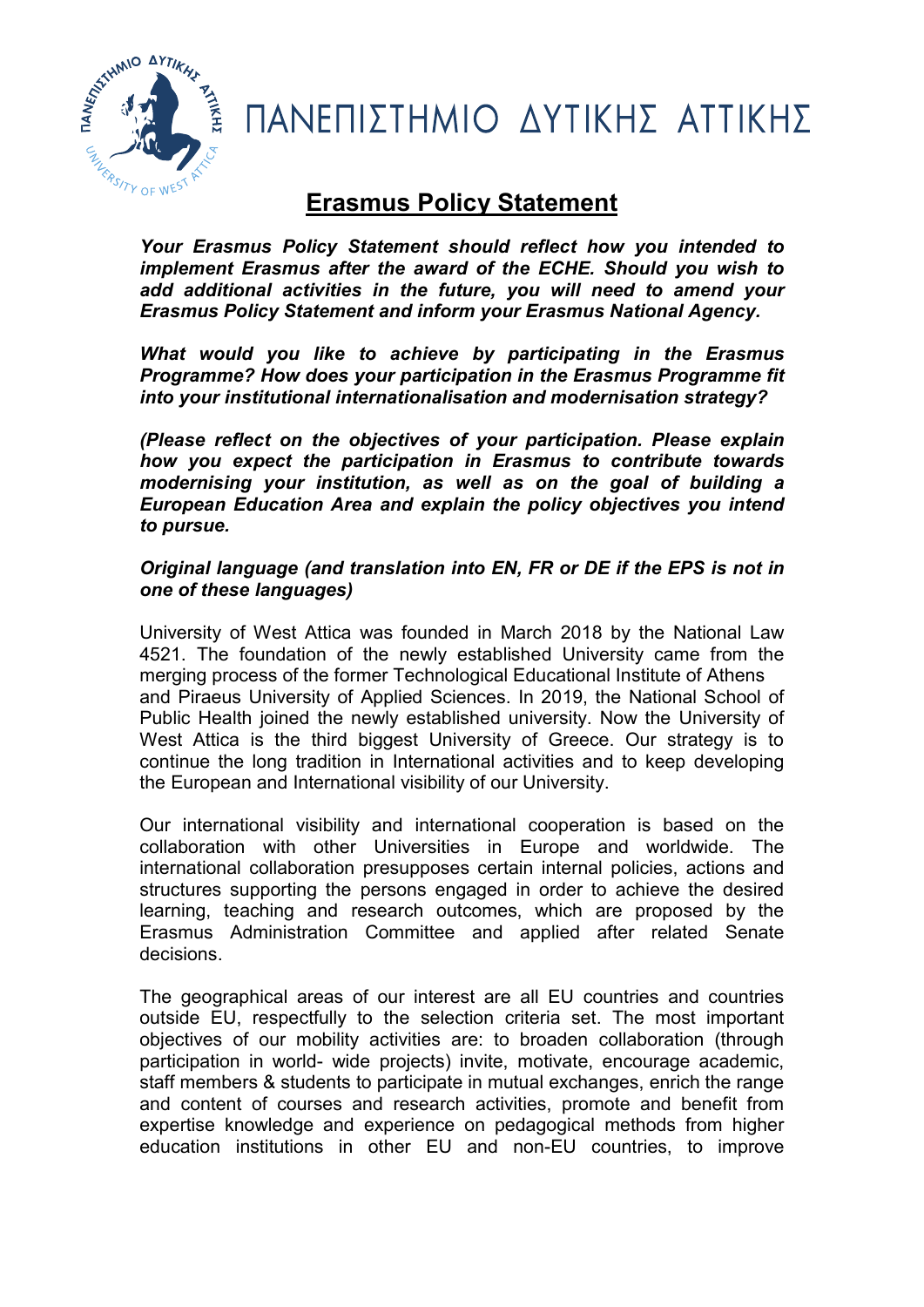# ΠΑΝΕΠΙΣΤΗΜΙΟ ΔΥΤΙΚΗΣ ΑΤΤΙΚΗΣ

## Erasmus Policy Statement

***Your Erasmus Policy Statement should reflect how you intended to implement Erasmus after the award of the ECHE. Should you wish to add additional activities in the future, you will need to amend your Erasmus Policy Statement and inform your Erasmus National Agency.***

***What would you like to achieve by participating in the Erasmus Programme? How does your participation in the Erasmus Programme fit into your institutional internationalisation and modernisation strategy?***

***(Please reflect on the objectives of your participation. Please explain how you expect the participation in Erasmus to contribute towards modernising your institution, as well as on the goal of building a European Education Area and explain the policy objectives you intend to pursue.***

***Original language (and translation into EN, FR or DE if the EPS is not in one of these languages)***

University of West Attica was founded in March 2018 by the National Law 4521. The foundation of the newly established University came from the merging process of the former Technological Educational Institute of Athens and Piraeus University of Applied Sciences. In 2019, the National School of Public Health joined the newly established university. Now the University of West Attica is the third biggest University of Greece. Our strategy is to continue the long tradition in International activities and to keep developing the European and International visibility of our University.

Our international visibility and international cooperation is based on the collaboration with other Universities in Europe and worldwide. The international collaboration presupposes certain internal policies, actions and structures supporting the persons engaged in order to achieve the desired learning, teaching and research outcomes, which are proposed by the Erasmus Administration Committee and applied after related Senate decisions.

The geographical areas of our interest are all EU countries and countries outside EU, respectfully to the selection criteria set. The most important objectives of our mobility activities are: to broaden collaboration (through participation in world- wide projects) invite, motivate, encourage academic, staff members & students to participate in mutual exchanges, enrich the range and content of courses and research activities, promote and benefit from expertise knowledge and experience on pedagogical methods from higher education institutions in other EU and non-EU countries, to improve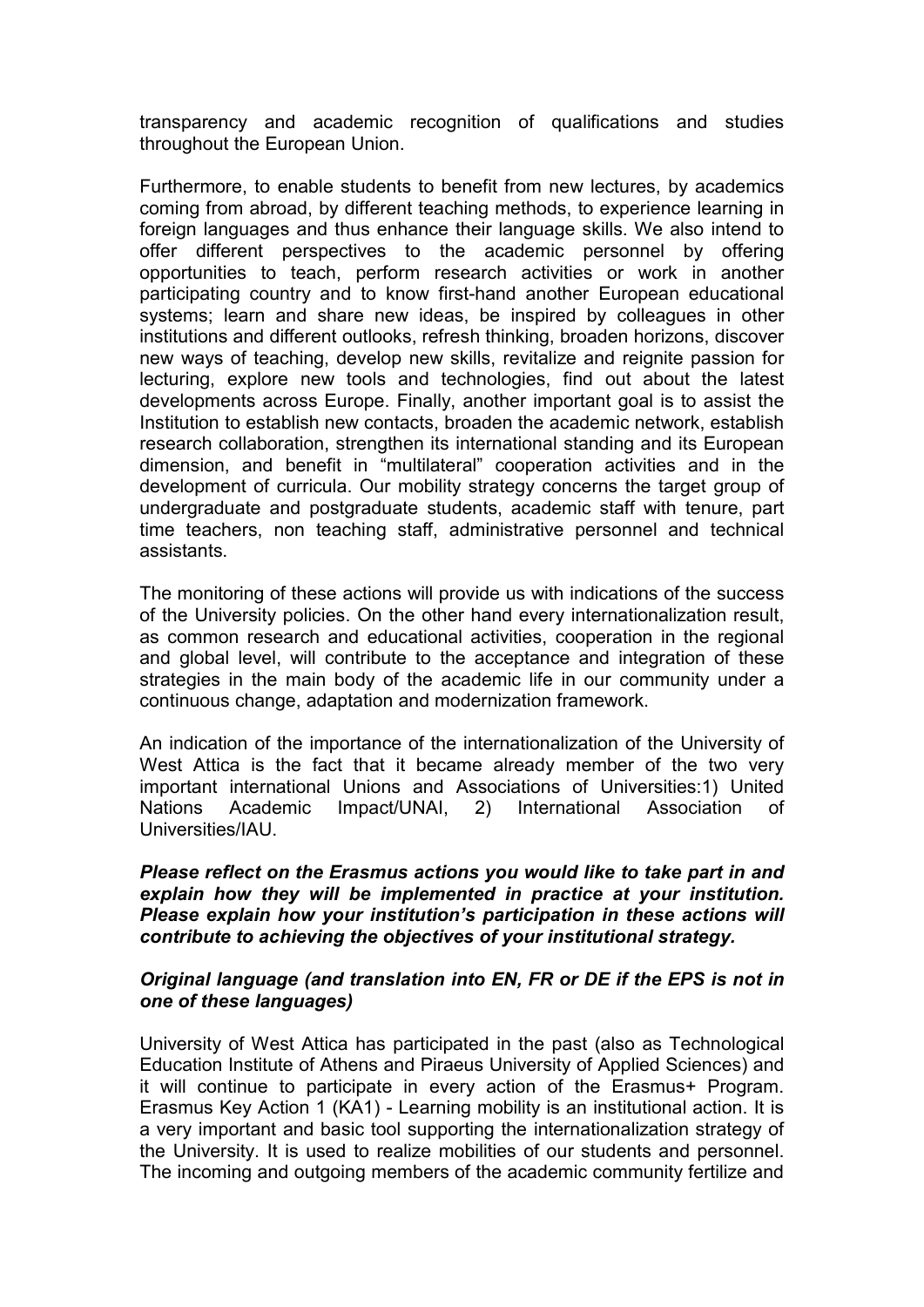transparency and academic recognition of qualifications and studies throughout the European Union.

Furthermore, to enable students to benefit from new lectures, by academics coming from abroad, by different teaching methods, to experience learning in foreign languages and thus enhance their language skills. We also intend to offer different perspectives to the academic personnel by offering opportunities to teach, perform research activities or work in another participating country and to know first-hand another European educational systems; learn and share new ideas, be inspired by colleagues in other institutions and different outlooks, refresh thinking, broaden horizons, discover new ways of teaching, develop new skills, revitalize and reignite passion for lecturing, explore new tools and technologies, find out about the latest developments across Europe. Finally, another important goal is to assist the Institution to establish new contacts, broaden the academic network, establish research collaboration, strengthen its international standing and its European dimension, and benefit in "multilateral" cooperation activities and in the development of curricula. Our mobility strategy concerns the target group of undergraduate and postgraduate students, academic staff with tenure, part time teachers, non teaching staff, administrative personnel and technical assistants.

The monitoring of these actions will provide us with indications of the success of the University policies. On the other hand every internationalization result, as common research and educational activities, cooperation in the regional and global level, will contribute to the acceptance and integration of these strategies in the main body of the academic life in our community under a continuous change, adaptation and modernization framework.

An indication of the importance of the internationalization of the University of West Attica is the fact that it became already member of the two very important international Unions and Associations of Universities:1) United Nations Academic Impact/UNAI, 2) International Association of Universities/IAU.

***Please reflect on the Erasmus actions you would like to take part in and explain how they will be implemented in practice at your institution. Please explain how your institution's participation in these actions will contribute to achieving the objectives of your institutional strategy.***

***Original language (and translation into EN, FR or DE if the EPS is not in one of these languages)***

University of West Attica has participated in the past (also as Technological Education Institute of Athens and Piraeus University of Applied Sciences) and it will continue to participate in every action of the Erasmus+ Program. Erasmus Key Action 1 (KA1) - Learning mobility is an institutional action. It is a very important and basic tool supporting the internationalization strategy of the University. It is used to realize mobilities of our students and personnel. The incoming and outgoing members of the academic community fertilize and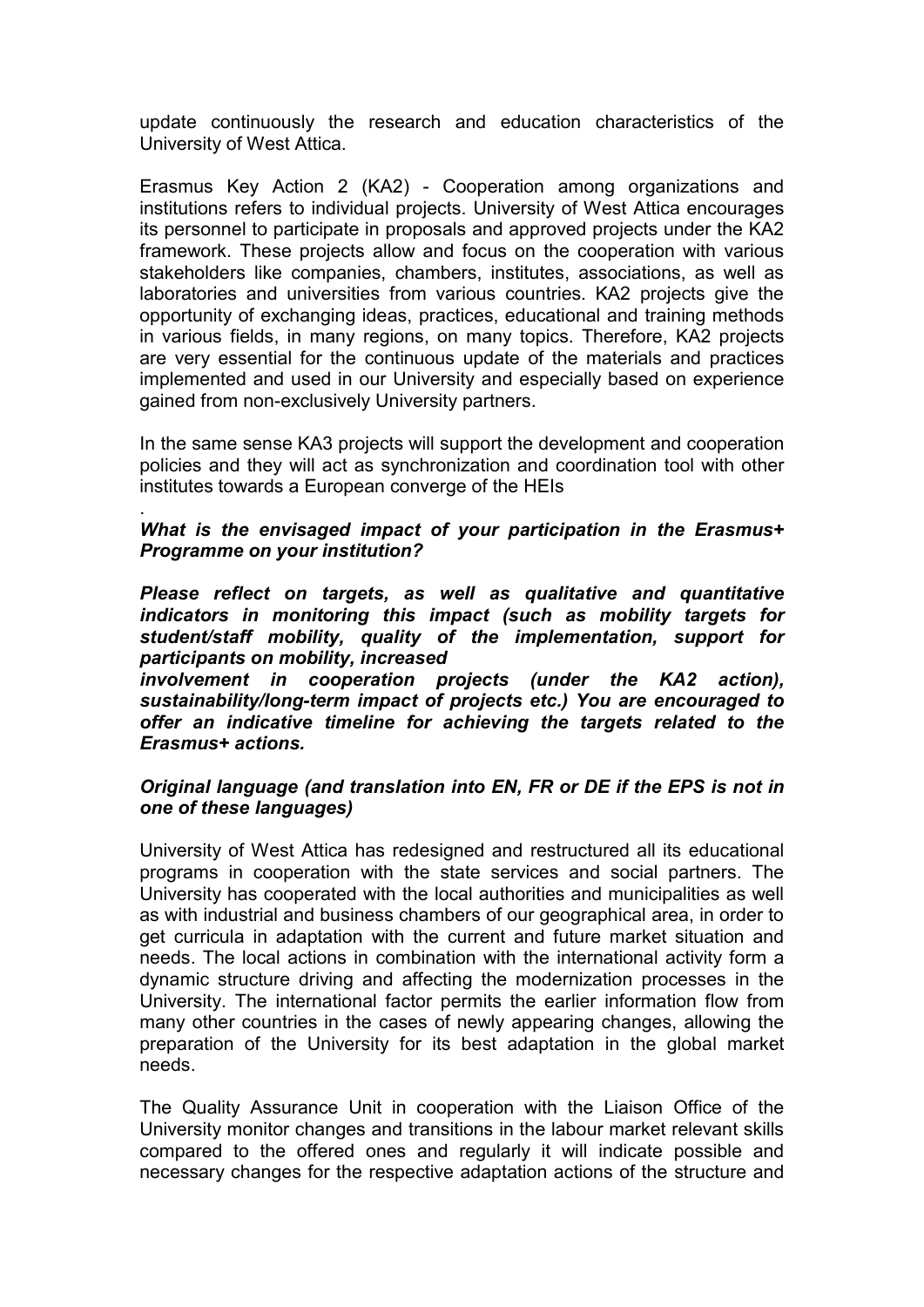update continuously the research and education characteristics of the University of West Attica.

Erasmus Key Action 2 (KA2) - Cooperation among organizations and institutions refers to individual projects. University of West Attica encourages its personnel to participate in proposals and approved projects under the KA2 framework. These projects allow and focus on the cooperation with various stakeholders like companies, chambers, institutes, associations, as well as laboratories and universities from various countries. KA2 projects give the opportunity of exchanging ideas, practices, educational and training methods in various fields, in many regions, on many topics. Therefore, KA2 projects are very essential for the continuous update of the materials and practices implemented and used in our University and especially based on experience gained from non-exclusively University partners.

In the same sense KA3 projects will support the development and cooperation policies and they will act as synchronization and coordination tool with other institutes towards a European converge of the HEIs

.

***What is the envisaged impact of your participation in the Erasmus+ Programme on your institution?***

***Please reflect on targets, as well as qualitative and quantitative indicators in monitoring this impact (such as mobility targets for student/staff mobility, quality of the implementation, support for participants on mobility, increased involvement in cooperation projects (under the KA2 action), sustainability/long-term impact of projects etc.) You are encouraged to offer an indicative timeline for achieving the targets related to the Erasmus+ actions.***

***Original language (and translation into EN, FR or DE if the EPS is not in one of these languages)***

University of West Attica has redesigned and restructured all its educational programs in cooperation with the state services and social partners. The University has cooperated with the local authorities and municipalities as well as with industrial and business chambers of our geographical area, in order to get curricula in adaptation with the current and future market situation and needs. The local actions in combination with the international activity form a dynamic structure driving and affecting the modernization processes in the University. The international factor permits the earlier information flow from many other countries in the cases of newly appearing changes, allowing the preparation of the University for its best adaptation in the global market needs.

The Quality Assurance Unit in cooperation with the Liaison Office of the University monitor changes and transitions in the labour market relevant skills compared to the offered ones and regularly it will indicate possible and necessary changes for the respective adaptation actions of the structure and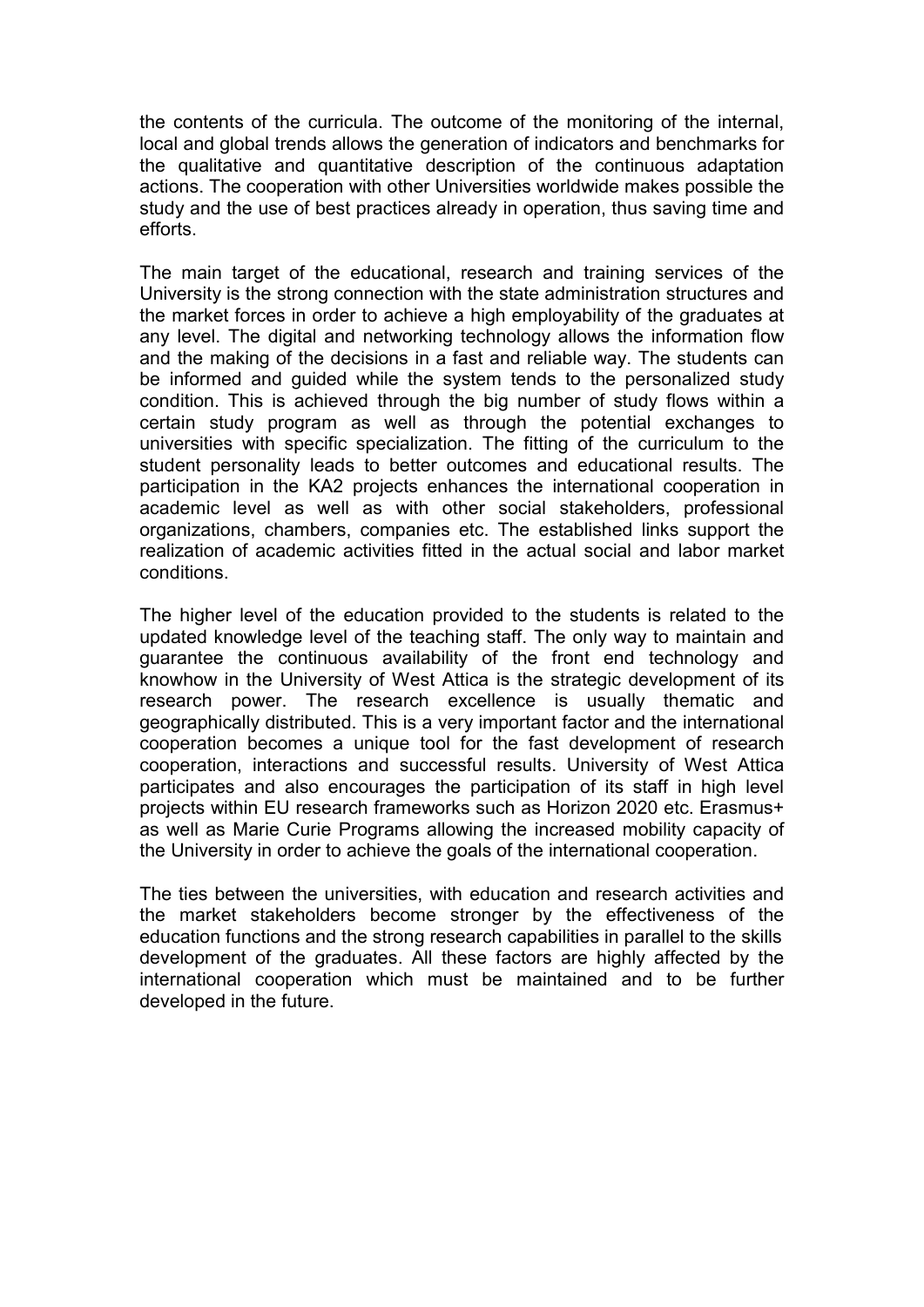the contents of the curricula. The outcome of the monitoring of the internal, local and global trends allows the generation of indicators and benchmarks for the qualitative and quantitative description of the continuous adaptation actions. The cooperation with other Universities worldwide makes possible the study and the use of best practices already in operation, thus saving time and efforts.

The main target of the educational, research and training services of the University is the strong connection with the state administration structures and the market forces in order to achieve a high employability of the graduates at any level. The digital and networking technology allows the information flow and the making of the decisions in a fast and reliable way. The students can be informed and guided while the system tends to the personalized study condition. This is achieved through the big number of study flows within a certain study program as well as through the potential exchanges to universities with specific specialization. The fitting of the curriculum to the student personality leads to better outcomes and educational results. The participation in the KA2 projects enhances the international cooperation in academic level as well as with other social stakeholders, professional organizations, chambers, companies etc. The established links support the realization of academic activities fitted in the actual social and labor market conditions.

The higher level of the education provided to the students is related to the updated knowledge level of the teaching staff. The only way to maintain and guarantee the continuous availability of the front end technology and knowhow in the University of West Attica is the strategic development of its research power. The research excellence is usually thematic and geographically distributed. This is a very important factor and the international cooperation becomes a unique tool for the fast development of research cooperation, interactions and successful results. University of West Attica participates and also encourages the participation of its staff in high level projects within EU research frameworks such as Horizon 2020 etc. Erasmus+ as well as Marie Curie Programs allowing the increased mobility capacity of the University in order to achieve the goals of the international cooperation.

The ties between the universities, with education and research activities and the market stakeholders become stronger by the effectiveness of the education functions and the strong research capabilities in parallel to the skills development of the graduates. All these factors are highly affected by the international cooperation which must be maintained and to be further developed in the future.